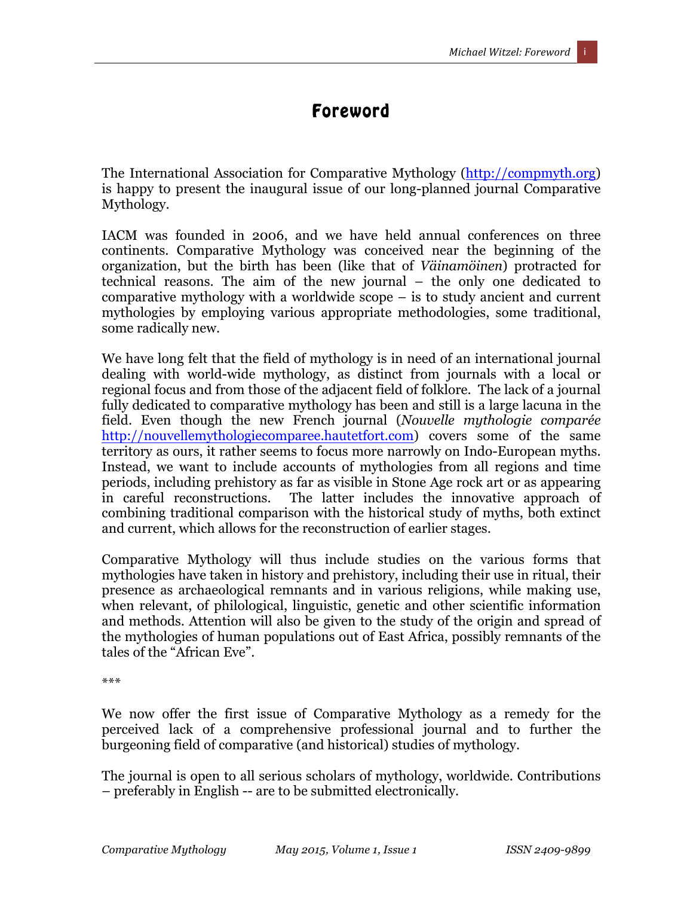# Foreword

The International Association for Comparative Mythology (http://compmyth.org) is happy to present the inaugural issue of our long-planned journal Comparative Mythology.

IACM was founded in 2006, and we have held annual conferences on three continents. Comparative Mythology was conceived near the beginning of the organization, but the birth has been (like that of *Väinamöinen*) protracted for technical reasons. The aim of the new journal – the only one dedicated to comparative mythology with a worldwide scope – is to study ancient and current mythologies by employing various appropriate methodologies, some traditional, some radically new.

We have long felt that the field of mythology is in need of an international journal dealing with world-wide mythology, as distinct from journals with a local or regional focus and from those of the adjacent field of folklore. The lack of a journal fully dedicated to comparative mythology has been and still is a large lacuna in the field. Even though the new French journal (*Nouvelle mythologie comparée* http://nouvellemythologiecomparee.hautetfort.com) covers some of the same territory as ours, it rather seems to focus more narrowly on Indo-European myths. Instead, we want to include accounts of mythologies from all regions and time periods, including prehistory as far as visible in Stone Age rock art or as appearing in careful reconstructions. The latter includes the innovative approach of combining traditional comparison with the historical study of myths, both extinct and current, which allows for the reconstruction of earlier stages.

Comparative Mythology will thus include studies on the various forms that mythologies have taken in history and prehistory, including their use in ritual, their presence as archaeological remnants and in various religions, while making use, when relevant, of philological, linguistic, genetic and other scientific information and methods. Attention will also be given to the study of the origin and spread of the mythologies of human populations out of East Africa, possibly remnants of the tales of the "African Eve".

***

We now offer the first issue of Comparative Mythology as a remedy for the perceived lack of a comprehensive professional journal and to further the burgeoning field of comparative (and historical) studies of mythology.

The journal is open to all serious scholars of mythology, worldwide. Contributions – preferably in English -- are to be submitted electronically.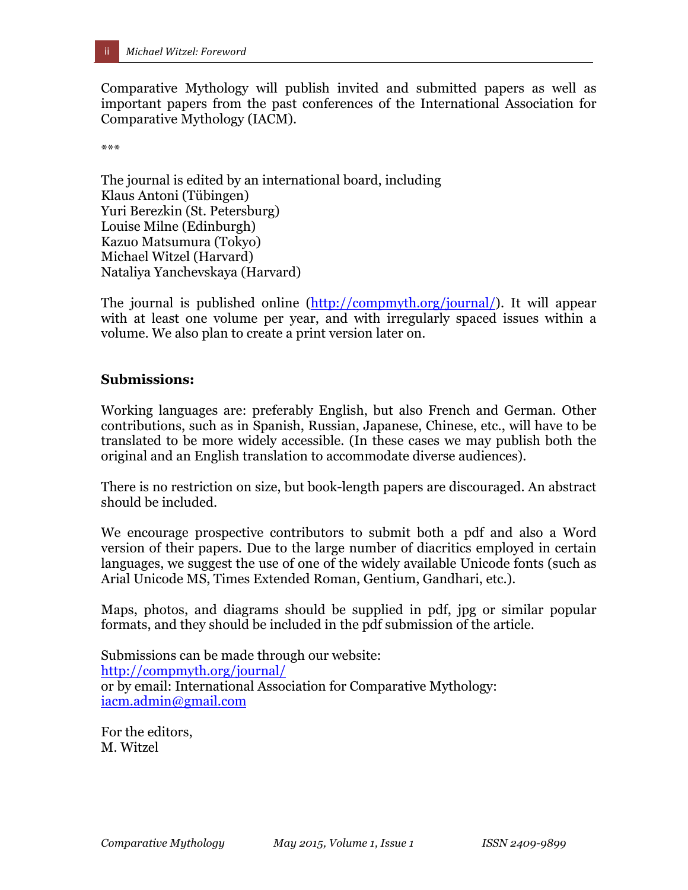Comparative Mythology will publish invited and submitted papers as well as important papers from the past conferences of the International Association for Comparative Mythology (IACM).

***

The journal is edited by an international board, including
Klaus Antoni (Tübingen)
Yuri Berezkin (St. Petersburg)
Louise Milne (Edinburgh)
Kazuo Matsumura (Tokyo)
Michael Witzel (Harvard)
Nataliya Yanchevskaya (Harvard)

The journal is published online (http://compmyth.org/journal/). It will appear with at least one volume per year, and with irregularly spaced issues within a volume. We also plan to create a print version later on.

## Submissions:

Working languages are: preferably English, but also French and German. Other contributions, such as in Spanish, Russian, Japanese, Chinese, etc., will have to be translated to be more widely accessible. (In these cases we may publish both the original and an English translation to accommodate diverse audiences).

There is no restriction on size, but book-length papers are discouraged. An abstract should be included.

We encourage prospective contributors to submit both a pdf and also a Word version of their papers. Due to the large number of diacritics employed in certain languages, we suggest the use of one of the widely available Unicode fonts (such as Arial Unicode MS, Times Extended Roman, Gentium, Gandhari, etc.).

Maps, photos, and diagrams should be supplied in pdf, jpg or similar popular formats, and they should be included in the pdf submission of the article.

Submissions can be made through our website:
http://compmyth.org/journal/
or by email: International Association for Comparative Mythology:
iacm.admin@gmail.com

For the editors,
M. Witzel